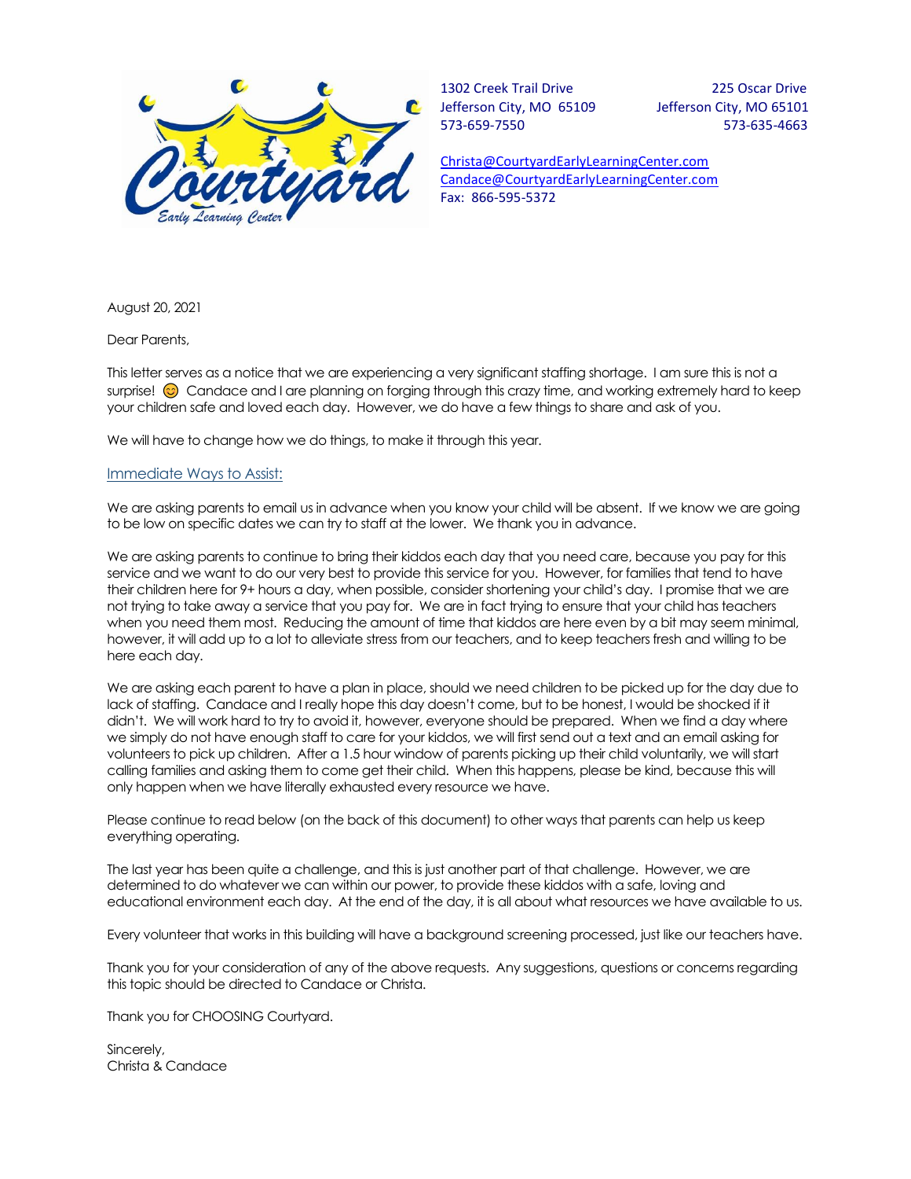1302 Creek Trail Drive
Jefferson City, MO 65109
573-659-7550

225 Oscar Drive
Jefferson City, MO 65101
573-635-4663

Christa@CourtyardEarlyLearningCenter.com
Candace@CourtyardEarlyLearningCenter.com
Fax: 866-595-5372

August 20, 2021

Dear Parents,

This letter serves as a notice that we are experiencing a very significant staffing shortage. I am sure this is not a surprise! 😊 Candace and I are planning on forging through this crazy time, and working extremely hard to keep your children safe and loved each day. However, we do have a few things to share and ask of you.

We will have to change how we do things, to make it through this year.

## Immediate Ways to Assist:

We are asking parents to email us in advance when you know your child will be absent. If we know we are going to be low on specific dates we can try to staff at the lower. We thank you in advance.

We are asking parents to continue to bring their kiddos each day that you need care, because you pay for this service and we want to do our very best to provide this service for you. However, for families that tend to have their children here for 9+ hours a day, when possible, consider shortening your child's day. I promise that we are not trying to take away a service that you pay for. We are in fact trying to ensure that your child has teachers when you need them most. Reducing the amount of time that kiddos are here even by a bit may seem minimal, however, it will add up to a lot to alleviate stress from our teachers, and to keep teachers fresh and willing to be here each day.

We are asking each parent to have a plan in place, should we need children to be picked up for the day due to lack of staffing. Candace and I really hope this day doesn't come, but to be honest, I would be shocked if it didn't. We will work hard to try to avoid it, however, everyone should be prepared. When we find a day where we simply do not have enough staff to care for your kiddos, we will first send out a text and an email asking for volunteers to pick up children. After a 1.5 hour window of parents picking up their child voluntarily, we will start calling families and asking them to come get their child. When this happens, please be kind, because this will only happen when we have literally exhausted every resource we have.

Please continue to read below (on the back of this document) to other ways that parents can help us keep everything operating.

The last year has been quite a challenge, and this is just another part of that challenge. However, we are determined to do whatever we can within our power, to provide these kiddos with a safe, loving and educational environment each day. At the end of the day, it is all about what resources we have available to us.

Every volunteer that works in this building will have a background screening processed, just like our teachers have.

Thank you for your consideration of any of the above requests. Any suggestions, questions or concerns regarding this topic should be directed to Candace or Christa.

Thank you for CHOOSING Courtyard.

Sincerely,
Christa & Candace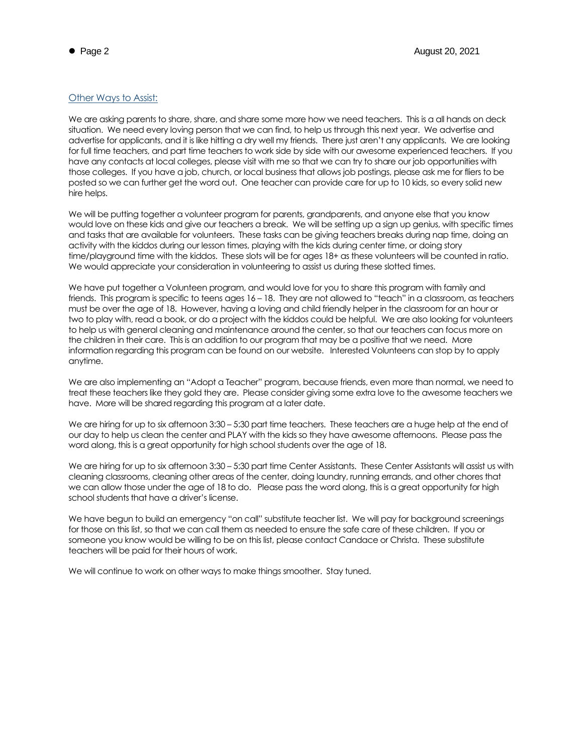## Other Ways to Assist:

We are asking parents to share, share, and share some more how we need teachers. This is a all hands on deck situation. We need every loving person that we can find, to help us through this next year. We advertise and advertise for applicants, and it is like hitting a dry well my friends. There just aren't any applicants. We are looking for full time teachers, and part time teachers to work side by side with our awesome experienced teachers. If you have any contacts at local colleges, please visit with me so that we can try to share our job opportunities with those colleges. If you have a job, church, or local business that allows job postings, please ask me for fliers to be posted so we can further get the word out. One teacher can provide care for up to 10 kids, so every solid new hire helps.

We will be putting together a volunteer program for parents, grandparents, and anyone else that you know would love on these kids and give our teachers a break. We will be setting up a sign up genius, with specific times and tasks that are available for volunteers. These tasks can be giving teachers breaks during nap time, doing an activity with the kiddos during our lesson times, playing with the kids during center time, or doing story time/playground time with the kiddos. These slots will be for ages 18+ as these volunteers will be counted in ratio. We would appreciate your consideration in volunteering to assist us during these slotted times.

We have put together a Volunteen program, and would love for you to share this program with family and friends. This program is specific to teens ages 16 – 18. They are not allowed to "teach" in a classroom, as teachers must be over the age of 18. However, having a loving and child friendly helper in the classroom for an hour or two to play with, read a book, or do a project with the kiddos could be helpful. We are also looking for volunteers to help us with general cleaning and maintenance around the center, so that our teachers can focus more on the children in their care. This is an addition to our program that may be a positive that we need. More information regarding this program can be found on our website. Interested Volunteens can stop by to apply anytime.

We are also implementing an "Adopt a Teacher" program, because friends, even more than normal, we need to treat these teachers like they gold they are. Please consider giving some extra love to the awesome teachers we have. More will be shared regarding this program at a later date.

We are hiring for up to six afternoon 3:30 – 5:30 part time teachers. These teachers are a huge help at the end of our day to help us clean the center and PLAY with the kids so they have awesome afternoons. Please pass the word along, this is a great opportunity for high school students over the age of 18.

We are hiring for up to six afternoon 3:30 – 5:30 part time Center Assistants. These Center Assistants will assist us with cleaning classrooms, cleaning other areas of the center, doing laundry, running errands, and other chores that we can allow those under the age of 18 to do. Please pass the word along, this is a great opportunity for high school students that have a driver's license.

We have begun to build an emergency "on call" substitute teacher list. We will pay for background screenings for those on this list, so that we can call them as needed to ensure the safe care of these children. If you or someone you know would be willing to be on this list, please contact Candace or Christa. These substitute teachers will be paid for their hours of work.

We will continue to work on other ways to make things smoother. Stay tuned.